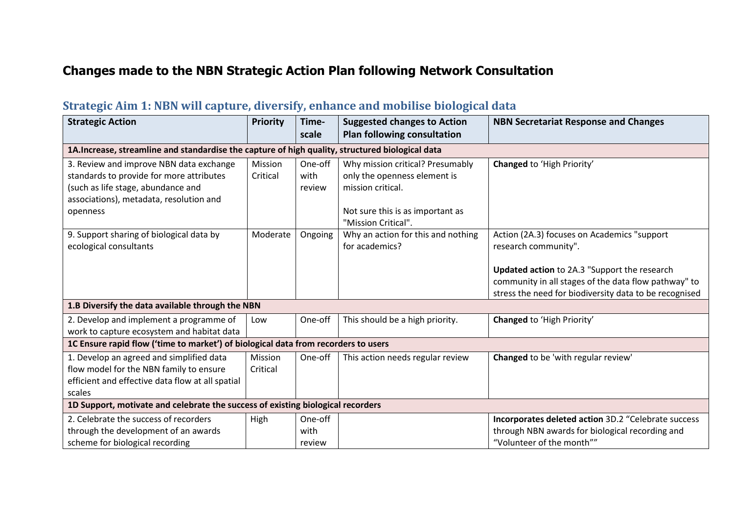# Changes made to the NBN Strategic Action Plan following Network Consultation

## Strategic Aim 1: NBN will capture, diversify, enhance and mobilise biological data

| Strategic Action | Priority | Time-scale | Suggested changes to Action Plan following consultation | NBN Secretariat Response and Changes |
|---|---|---|---|---|
| **1A.Increase, streamline and standardise the capture of high quality, structured biological data** | | | | |
| 3. Review and improve NBN data exchange standards to provide for more attributes (such as life stage, abundance and associations), metadata, resolution and openness | Mission Critical | One-off with review | Why mission critical? Presumably only the openness element is mission critical.<br><br>Not sure this is as important as "Mission Critical". | **Changed** to 'High Priority' |
| 9. Support sharing of biological data by ecological consultants | Moderate | Ongoing | Why an action for this and nothing for academics? | Action (2A.3) focuses on Academics "support research community".<br><br>**Updated action** to 2A.3 "Support the research community in all stages of the data flow pathway" to stress the need for biodiversity data to be recognised |
| **1.B Diversify the data available through the NBN** | | | | |
| 2. Develop and implement a programme of work to capture ecosystem and habitat data | Low | One-off | This should be a high priority. | **Changed** to 'High Priority' |
| **1C Ensure rapid flow ('time to market') of biological data from recorders to users** | | | | |
| 1. Develop an agreed and simplified data flow model for the NBN family to ensure efficient and effective data flow at all spatial scales | Mission Critical | One-off | This action needs regular review | **Changed** to be 'with regular review' |
| **1D Support, motivate and celebrate the success of existing biological recorders** | | | | |
| 2. Celebrate the success of recorders through the development of an awards scheme for biological recording | High | One-off with review | | **Incorporates deleted action** 3D.2 "Celebrate success through NBN awards for biological recording and "Volunteer of the month"" |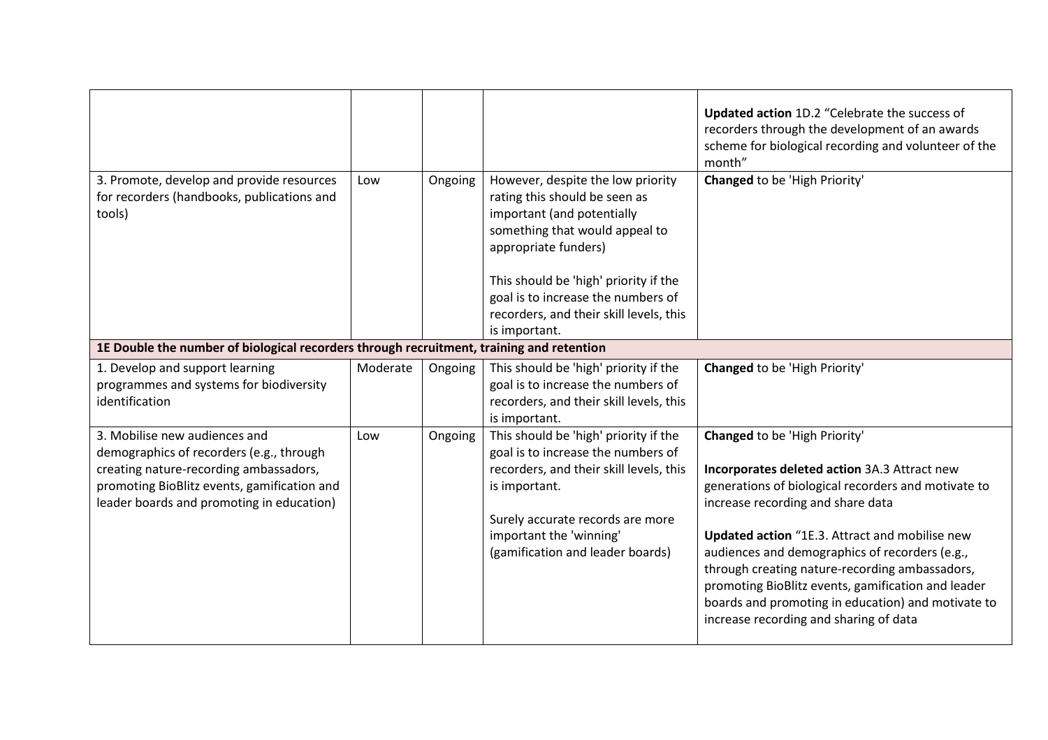| | | | | |
|---|---|---|---|---|
| | | | | **Updated action** 1D.2 "Celebrate the success of recorders through the development of an awards scheme for biological recording and volunteer of the month" |
| 3. Promote, develop and provide resources for recorders (handbooks, publications and tools) | Low | Ongoing | However, despite the low priority rating this should be seen as important (and potentially something that would appeal to appropriate funders)<br><br>This should be 'high' priority if the goal is to increase the numbers of recorders, and their skill levels, this is important. | **Changed** to be 'High Priority' |
| **1E Double the number of biological recorders through recruitment, training and retention** | | | | |
| 1. Develop and support learning programmes and systems for biodiversity identification | Moderate | Ongoing | This should be 'high' priority if the goal is to increase the numbers of recorders, and their skill levels, this is important. | **Changed** to be 'High Priority' |
| 3. Mobilise new audiences and demographics of recorders (e.g., through creating nature-recording ambassadors, promoting BioBlitz events, gamification and leader boards and promoting in education) | Low | Ongoing | This should be 'high' priority if the goal is to increase the numbers of recorders, and their skill levels, this is important.<br><br>Surely accurate records are more important the 'winning' (gamification and leader boards) | **Changed** to be 'High Priority'<br><br>**Incorporates deleted action** 3A.3 Attract new generations of biological recorders and motivate to increase recording and share data<br><br>**Updated action** "1E.3. Attract and mobilise new audiences and demographics of recorders (e.g., through creating nature-recording ambassadors, promoting BioBlitz events, gamification and leader boards and promoting in education) and motivate to increase recording and sharing of data |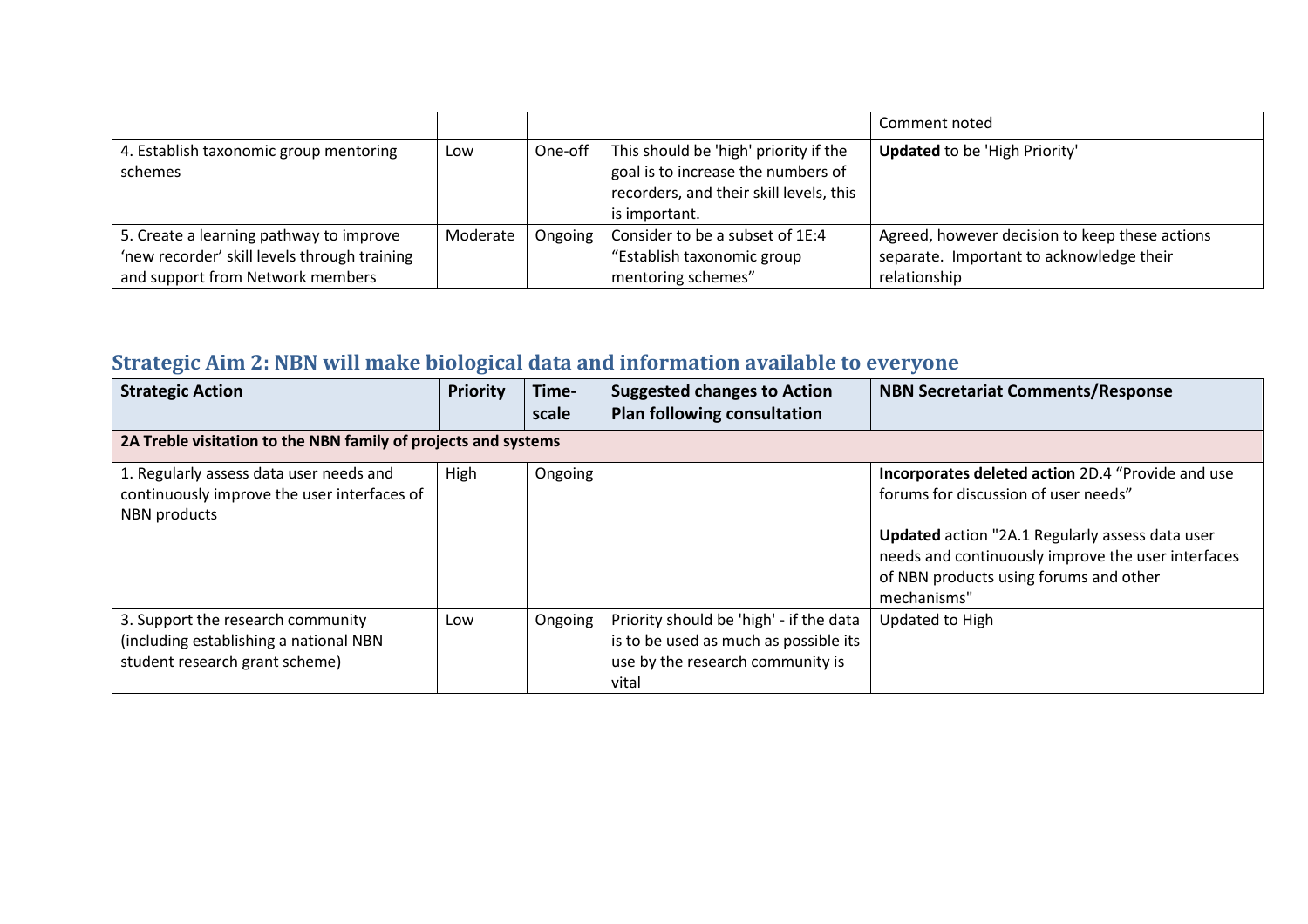|  |  |  |  | Comment noted |
|---|---|---|---|---|
| 4. Establish taxonomic group mentoring schemes | Low | One-off | This should be 'high' priority if the goal is to increase the numbers of recorders, and their skill levels, this is important. | **Updated** to be 'High Priority' |
| 5. Create a learning pathway to improve 'new recorder' skill levels through training and support from Network members | Moderate | Ongoing | Consider to be a subset of 1E:4 "Establish taxonomic group mentoring schemes" | Agreed, however decision to keep these actions separate. Important to acknowledge their relationship |

## Strategic Aim 2: NBN will make biological data and information available to everyone

| Strategic Action | Priority | Time-scale | Suggested changes to Action Plan following consultation | NBN Secretariat Comments/Response |
|---|---|---|---|---|
| **2A Treble visitation to the NBN family of projects and systems** | | | | |
| 1. Regularly assess data user needs and continuously improve the user interfaces of NBN products | High | Ongoing | | **Incorporates deleted action** 2D.4 "Provide and use forums for discussion of user needs"<br><br>**Updated** action "2A.1 Regularly assess data user needs and continuously improve the user interfaces of NBN products using forums and other mechanisms" |
| 3. Support the research community (including establishing a national NBN student research grant scheme) | Low | Ongoing | Priority should be 'high' - if the data is to be used as much as possible its use by the research community is vital | Updated to High |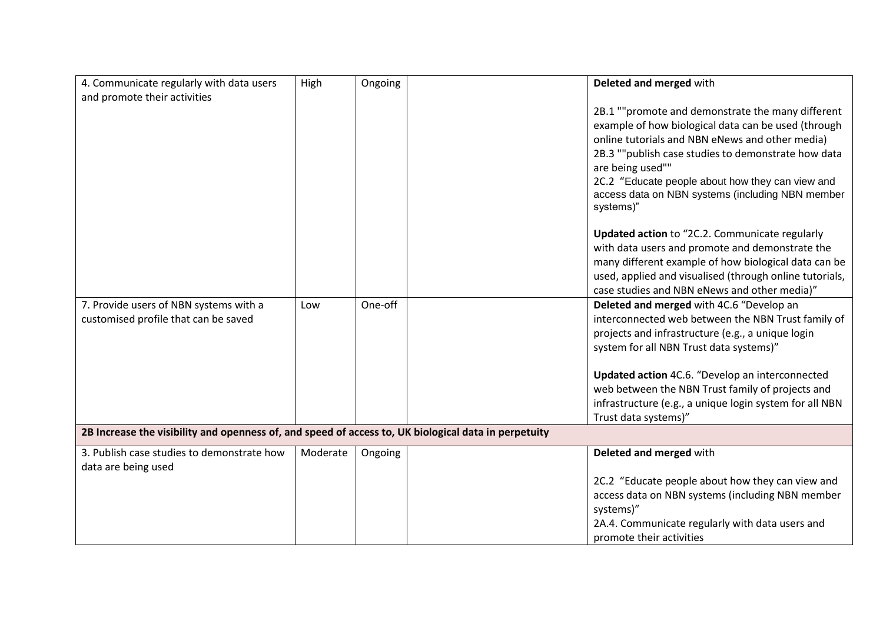| | | | | |
|---|---|---|---|---|
| 4. Communicate regularly with data users and promote their activities | High | Ongoing | | **Deleted and merged** with<br><br>2B.1 ""promote and demonstrate the many different example of how biological data can be used (through online tutorials and NBN eNews and other media)<br>2B.3 ""publish case studies to demonstrate how data are being used""<br>2C.2 "Educate people about how they can view and access data on NBN systems (including NBN member systems)"<br><br>**Updated action** to "2C.2. Communicate regularly with data users and promote and demonstrate the many different example of how biological data can be used, applied and visualised (through online tutorials, case studies and NBN eNews and other media)" |
| 7. Provide users of NBN systems with a customised profile that can be saved | Low | One-off | | **Deleted and merged** with 4C.6 "Develop an interconnected web between the NBN Trust family of projects and infrastructure (e.g., a unique login system for all NBN Trust data systems)"<br><br>**Updated action** 4C.6. "Develop an interconnected web between the NBN Trust family of projects and infrastructure (e.g., a unique login system for all NBN Trust data systems)" |
| **2B Increase the visibility and openness of, and speed of access to, UK biological data in perpetuity** | | | | |
| 3. Publish case studies to demonstrate how data are being used | Moderate | Ongoing | | **Deleted and merged** with<br><br>2C.2 "Educate people about how they can view and access data on NBN systems (including NBN member systems)"<br>2A.4. Communicate regularly with data users and promote their activities |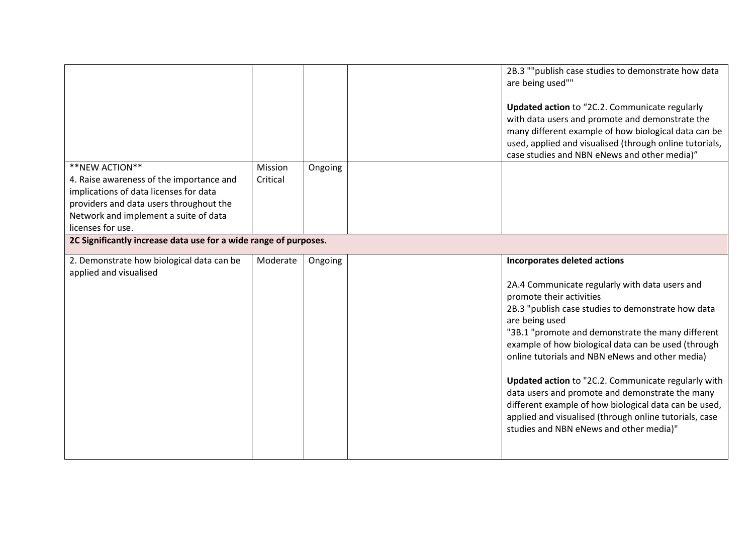| | | | | |
|---|---|---|---|---|
| | | | | 2B.3 ""publish case studies to demonstrate how data are being used""<br><br>**Updated action** to "2C.2. Communicate regularly with data users and promote and demonstrate the many different example of how biological data can be used, applied and visualised (through online tutorials, case studies and NBN eNews and other media)" |
| **NEW ACTION**<br>4. Raise awareness of the importance and implications of data licenses for data providers and data users throughout the Network and implement a suite of data licenses for use. | Mission Critical | Ongoing | | |
| **2C Significantly increase data use for a wide range of purposes.** | | | | |
| 2. Demonstrate how biological data can be applied and visualised | Moderate | Ongoing | | **Incorporates deleted actions**<br><br>2A.4 Communicate regularly with data users and promote their activities<br>2B.3 "publish case studies to demonstrate how data are being used<br>"3B.1 "promote and demonstrate the many different example of how biological data can be used (through online tutorials and NBN eNews and other media)<br><br>**Updated action** to "2C.2. Communicate regularly with data users and promote and demonstrate the many different example of how biological data can be used, applied and visualised (through online tutorials, case studies and NBN eNews and other media)" |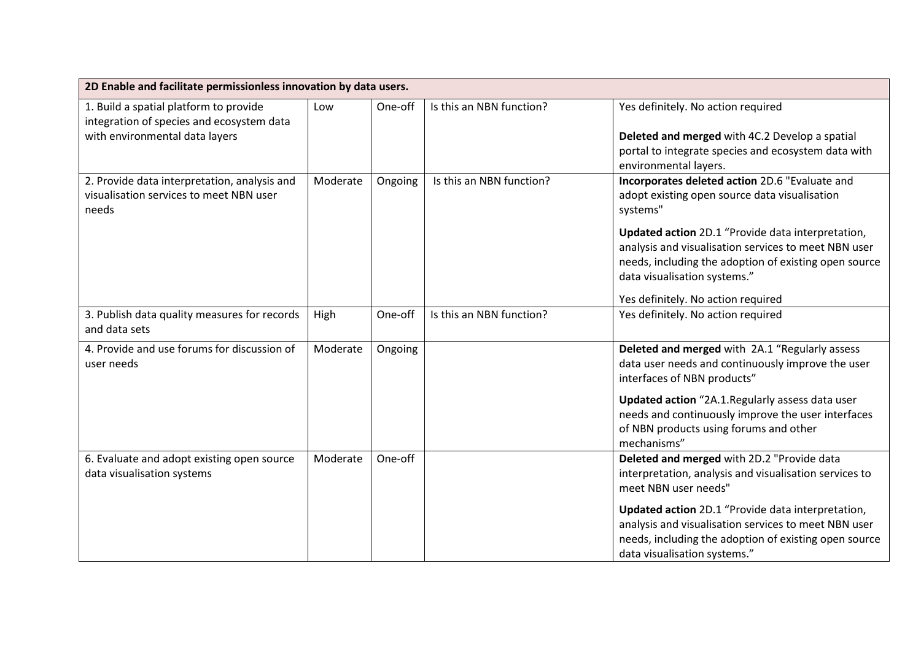| 2D Enable and facilitate permissionless innovation by data users. | | | | |
|---|---|---|---|---|
| 1. Build a spatial platform to provide integration of species and ecosystem data with environmental data layers | Low | One-off | Is this an NBN function? | Yes definitely. No action required<br><br>**Deleted and merged** with 4C.2 Develop a spatial portal to integrate species and ecosystem data with environmental layers. |
| 2. Provide data interpretation, analysis and visualisation services to meet NBN user needs | Moderate | Ongoing | Is this an NBN function? | **Incorporates deleted action** 2D.6 "Evaluate and adopt existing open source data visualisation systems"<br><br>**Updated action** 2D.1 "Provide data interpretation, analysis and visualisation services to meet NBN user needs, including the adoption of existing open source data visualisation systems."<br><br>Yes definitely. No action required |
| 3. Publish data quality measures for records and data sets | High | One-off | Is this an NBN function? | Yes definitely. No action required |
| 4. Provide and use forums for discussion of user needs | Moderate | Ongoing | | **Deleted and merged** with 2A.1 "Regularly assess data user needs and continuously improve the user interfaces of NBN products"<br><br>**Updated action** "2A.1.Regularly assess data user needs and continuously improve the user interfaces of NBN products using forums and other mechanisms" |
| 6. Evaluate and adopt existing open source data visualisation systems | Moderate | One-off | | **Deleted and merged** with 2D.2 "Provide data interpretation, analysis and visualisation services to meet NBN user needs"<br><br>**Updated action** 2D.1 "Provide data interpretation, analysis and visualisation services to meet NBN user needs, including the adoption of existing open source data visualisation systems." |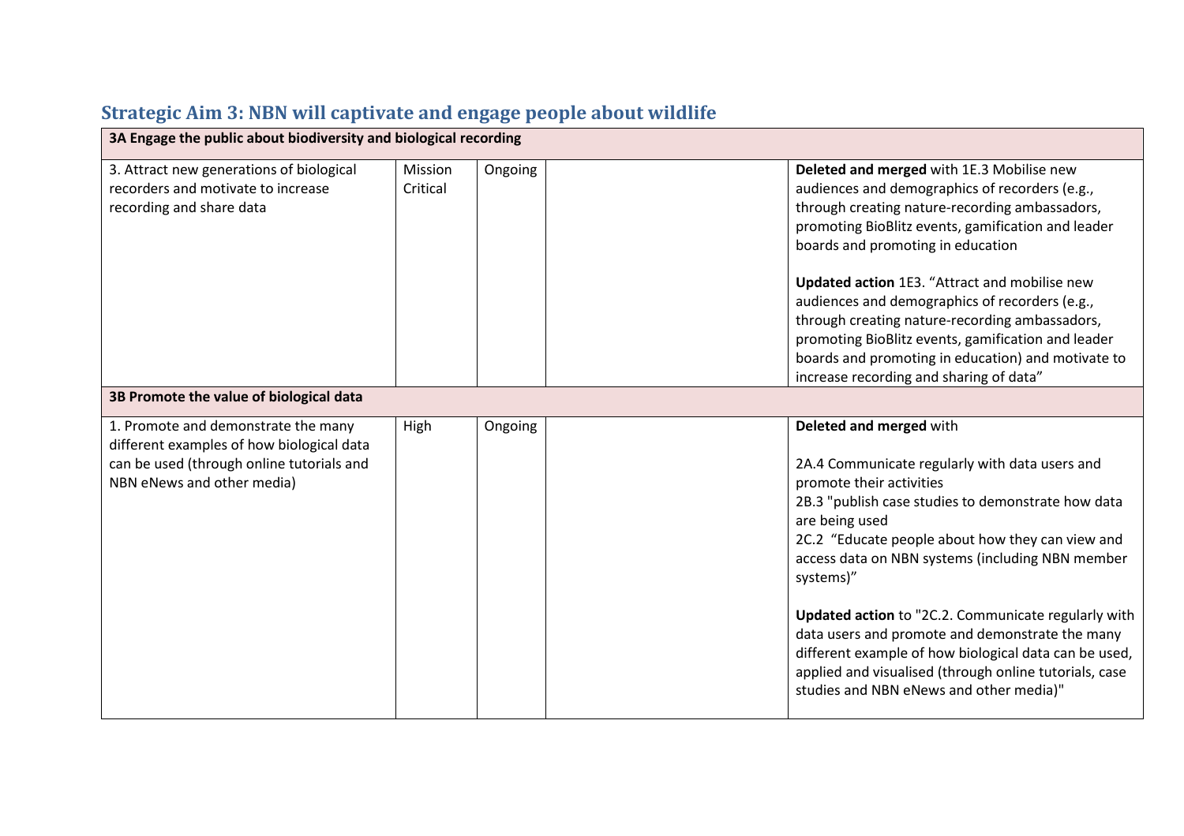## Strategic Aim 3: NBN will captivate and engage people about wildlife

| 3A Engage the public about biodiversity and biological recording | | | | |
|---|---|---|---|---|
| 3. Attract new generations of biological recorders and motivate to increase recording and share data | Mission Critical | Ongoing | | **Deleted and merged** with 1E.3 Mobilise new audiences and demographics of recorders (e.g., through creating nature-recording ambassadors, promoting BioBlitz events, gamification and leader boards and promoting in education<br><br>**Updated action** 1E3. "Attract and mobilise new audiences and demographics of recorders (e.g., through creating nature-recording ambassadors, promoting BioBlitz events, gamification and leader boards and promoting in education) and motivate to increase recording and sharing of data" |
| **3B Promote the value of biological data** | | | | |
| 1. Promote and demonstrate the many different examples of how biological data can be used (through online tutorials and NBN eNews and other media) | High | Ongoing | | **Deleted and merged** with<br><br>2A.4 Communicate regularly with data users and promote their activities<br>2B.3 "publish case studies to demonstrate how data are being used<br>2C.2 "Educate people about how they can view and access data on NBN systems (including NBN member systems)"<br><br>**Updated action** to "2C.2. Communicate regularly with data users and promote and demonstrate the many different example of how biological data can be used, applied and visualised (through online tutorials, case studies and NBN eNews and other media)" |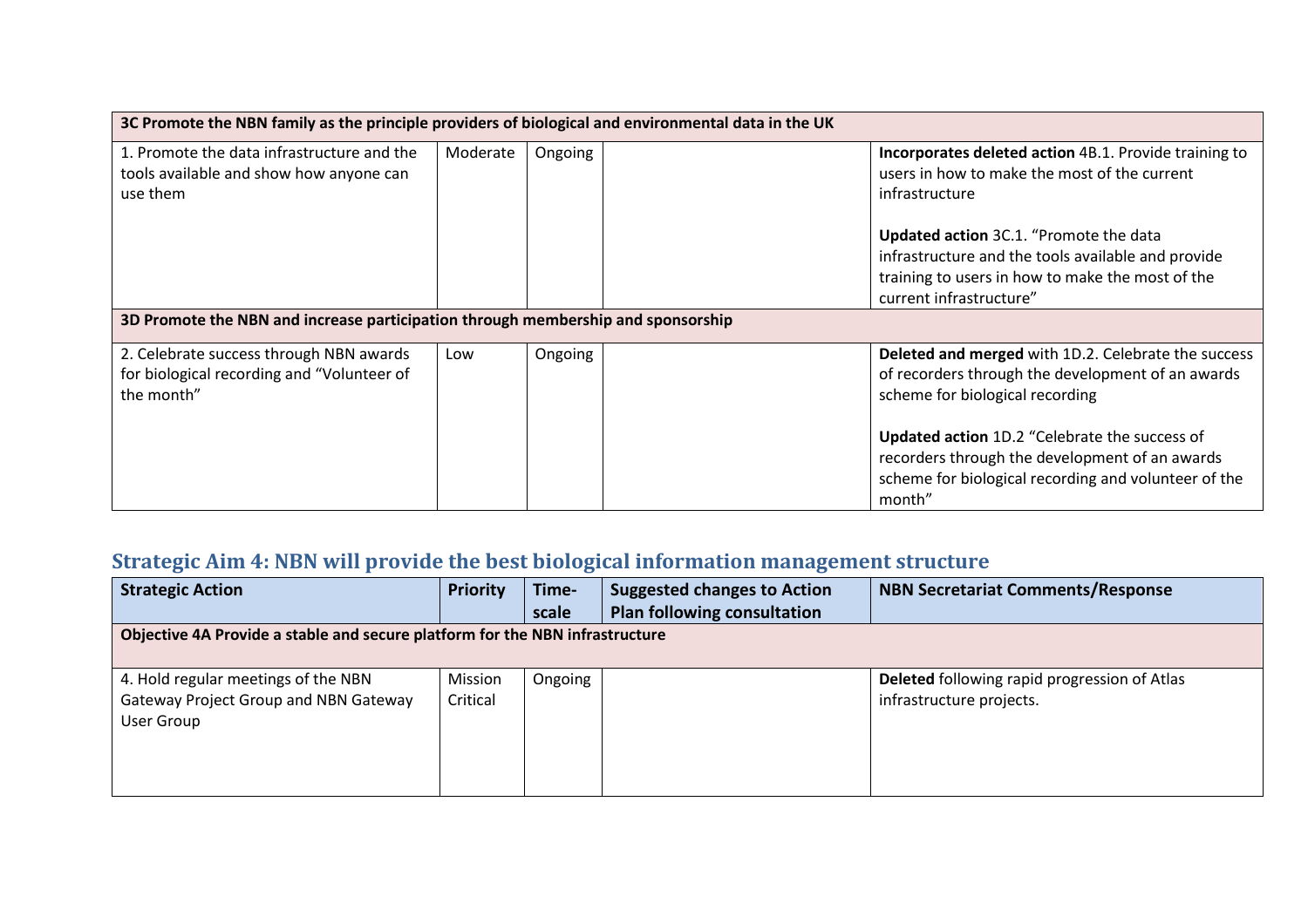| | | | | |
|---|---|---|---|---|
| **3C Promote the NBN family as the principle providers of biological and environmental data in the UK** | | | | |
| 1. Promote the data infrastructure and the tools available and show how anyone can use them | Moderate | Ongoing | | **Incorporates deleted action** 4B.1. Provide training to users in how to make the most of the current infrastructure<br><br>**Updated action** 3C.1. "Promote the data infrastructure and the tools available and provide training to users in how to make the most of the current infrastructure" |
| **3D Promote the NBN and increase participation through membership and sponsorship** | | | | |
| 2. Celebrate success through NBN awards for biological recording and "Volunteer of the month" | Low | Ongoing | | **Deleted and merged** with 1D.2. Celebrate the success of recorders through the development of an awards scheme for biological recording<br><br>**Updated action** 1D.2 "Celebrate the success of recorders through the development of an awards scheme for biological recording and volunteer of the month" |

## Strategic Aim 4: NBN will provide the best biological information management structure

| Strategic Action | Priority | Time-scale | Suggested changes to Action Plan following consultation | NBN Secretariat Comments/Response |
|---|---|---|---|---|
| **Objective 4A Provide a stable and secure platform for the NBN infrastructure** | | | | |
| 4. Hold regular meetings of the NBN Gateway Project Group and NBN Gateway User Group | Mission Critical | Ongoing | | **Deleted** following rapid progression of Atlas infrastructure projects. |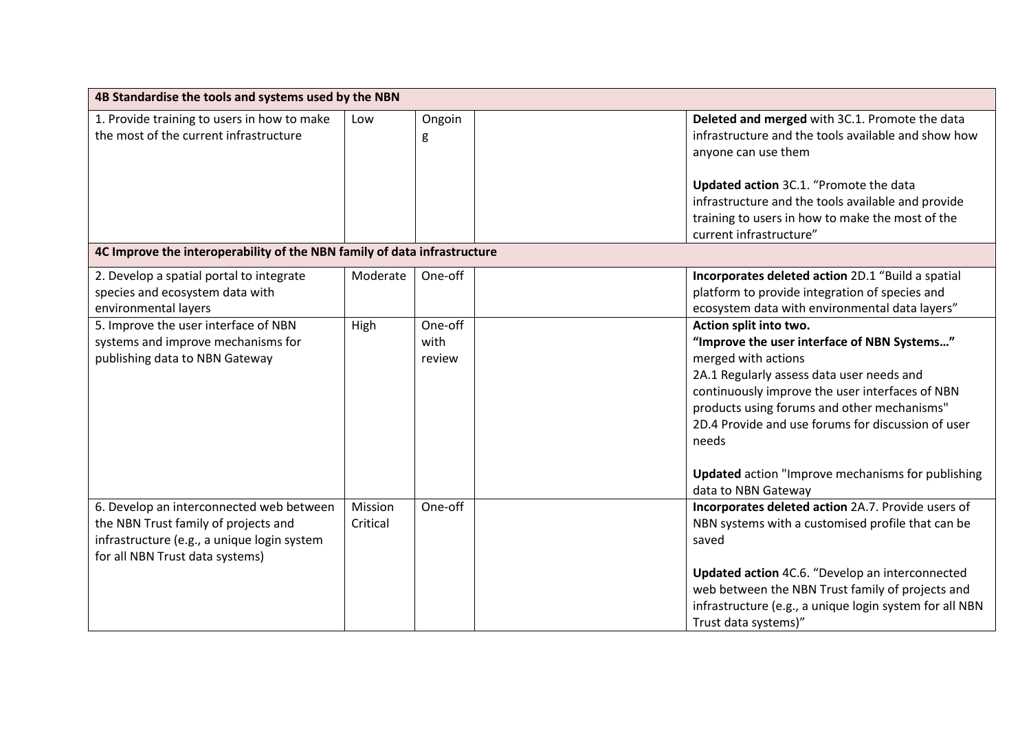| | | | | |
|---|---|---|---|---|
| **4B Standardise the tools and systems used by the NBN** | | | | |
| 1. Provide training to users in how to make the most of the current infrastructure | Low | Ongoing | | **Deleted and merged** with 3C.1. Promote the data infrastructure and the tools available and show how anyone can use them<br><br>**Updated action** 3C.1. "Promote the data infrastructure and the tools available and provide training to users in how to make the most of the current infrastructure" |
| **4C Improve the interoperability of the NBN family of data infrastructure** | | | | |
| 2. Develop a spatial portal to integrate species and ecosystem data with environmental layers | Moderate | One-off | | **Incorporates deleted action** 2D.1 "Build a spatial platform to provide integration of species and ecosystem data with environmental data layers" |
| 5. Improve the user interface of NBN systems and improve mechanisms for publishing data to NBN Gateway | High | One-off with review | | **Action split into two.**<br>**"Improve the user interface of NBN Systems…"** merged with actions<br>2A.1 Regularly assess data user needs and continuously improve the user interfaces of NBN products using forums and other mechanisms"<br>2D.4 Provide and use forums for discussion of user needs<br><br>**Updated** action "Improve mechanisms for publishing data to NBN Gateway |
| 6. Develop an interconnected web between the NBN Trust family of projects and infrastructure (e.g., a unique login system for all NBN Trust data systems) | Mission Critical | One-off | | **Incorporates deleted action** 2A.7. Provide users of NBN systems with a customised profile that can be saved<br><br>**Updated action** 4C.6. "Develop an interconnected web between the NBN Trust family of projects and infrastructure (e.g., a unique login system for all NBN Trust data systems)" |